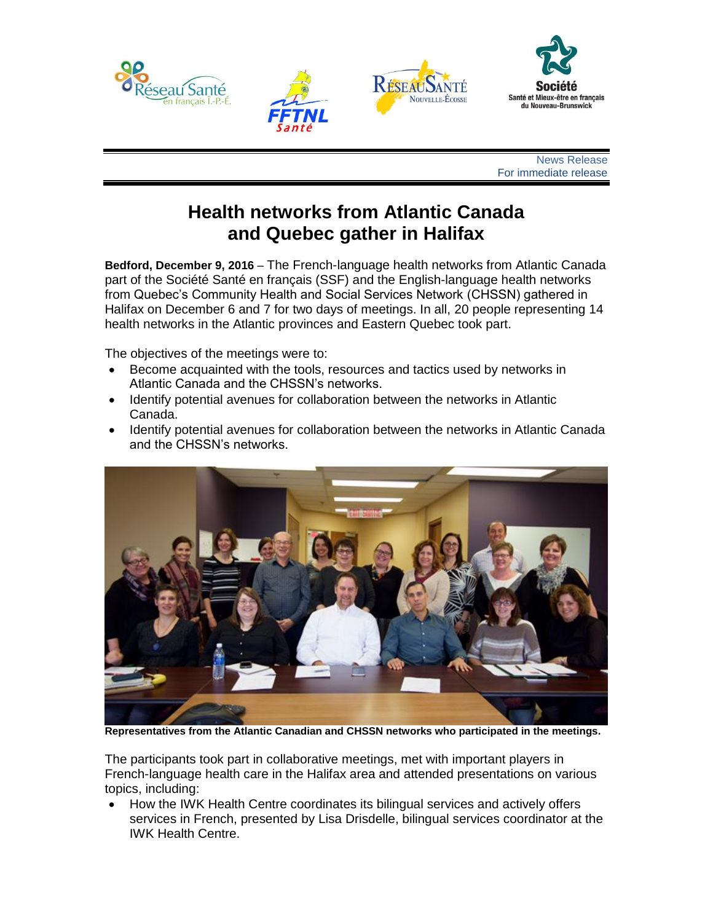News Release
For immediate release

# Health networks from Atlantic Canada and Quebec gather in Halifax

**Bedford, December 9, 2016** – The French-language health networks from Atlantic Canada part of the Société Santé en français (SSF) and the English-language health networks from Quebec's Community Health and Social Services Network (CHSSN) gathered in Halifax on December 6 and 7 for two days of meetings. In all, 20 people representing 14 health networks in the Atlantic provinces and Eastern Quebec took part.

The objectives of the meetings were to:

- Become acquainted with the tools, resources and tactics used by networks in Atlantic Canada and the CHSSN's networks.
- Identify potential avenues for collaboration between the networks in Atlantic Canada.
- Identify potential avenues for collaboration between the networks in Atlantic Canada and the CHSSN's networks.

**Representatives from the Atlantic Canadian and CHSSN networks who participated in the meetings.**

The participants took part in collaborative meetings, met with important players in French-language health care in the Halifax area and attended presentations on various topics, including:

- How the IWK Health Centre coordinates its bilingual services and actively offers services in French, presented by Lisa Drisdelle, bilingual services coordinator at the IWK Health Centre.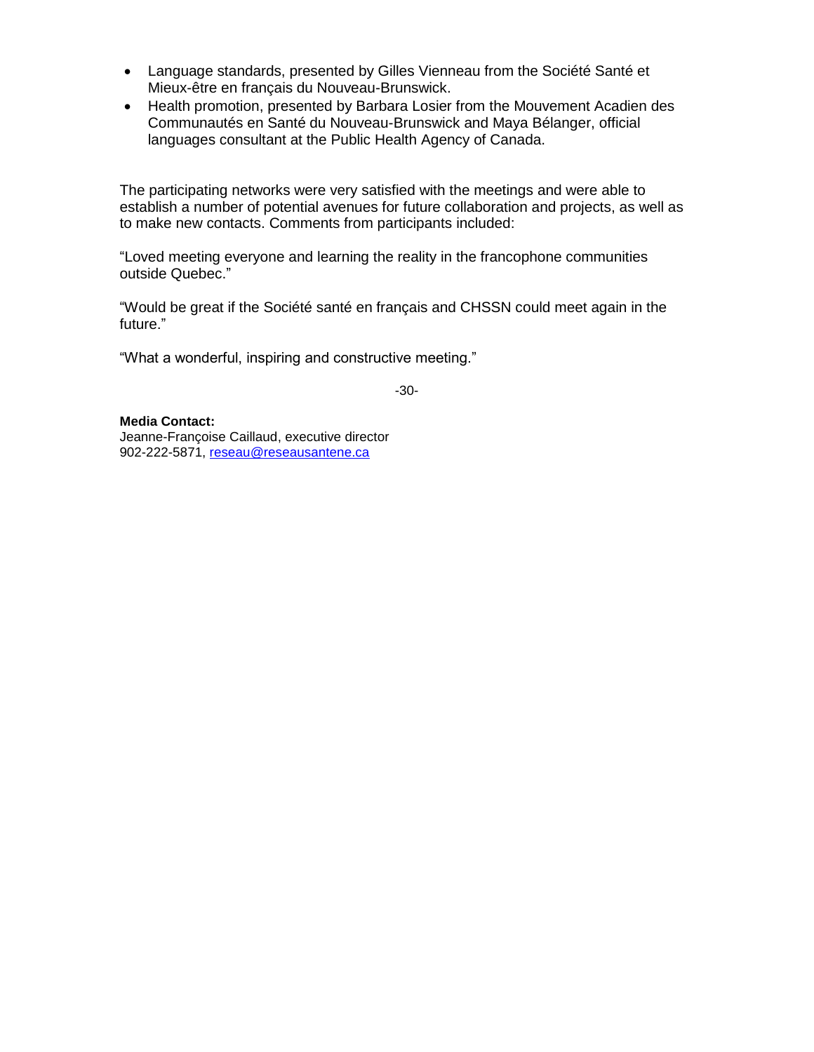- Language standards, presented by Gilles Vienneau from the Société Santé et Mieux-être en français du Nouveau-Brunswick.
- Health promotion, presented by Barbara Losier from the Mouvement Acadien des Communautés en Santé du Nouveau-Brunswick and Maya Bélanger, official languages consultant at the Public Health Agency of Canada.

The participating networks were very satisfied with the meetings and were able to establish a number of potential avenues for future collaboration and projects, as well as to make new contacts. Comments from participants included:

"Loved meeting everyone and learning the reality in the francophone communities outside Quebec."

"Would be great if the Société santé en français and CHSSN could meet again in the future."

"What a wonderful, inspiring and constructive meeting."

-30-

**Media Contact:**
Jeanne-Françoise Caillaud, executive director
902-222-5871, reseau@reseausantene.ca